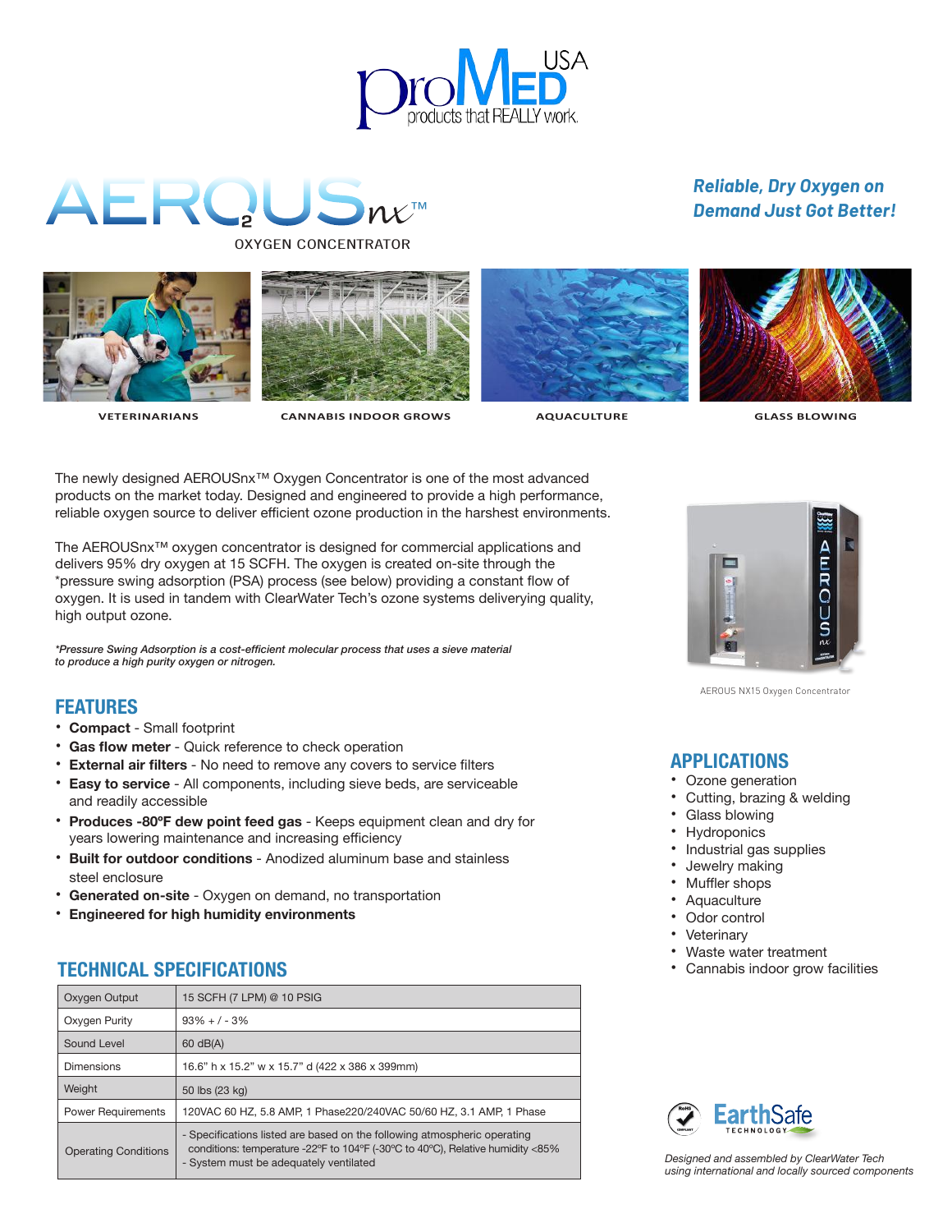ProMED USA
products that REALLY work.

# AEROUSnx™

OXYGEN CONCENTRATOR

***Reliable, Dry Oxygen on Demand Just Got Better!***

VETERINARIANS | CANNABIS INDOOR GROWS | AQUACULTURE | GLASS BLOWING

The newly designed AEROUSnx™ Oxygen Concentrator is one of the most advanced products on the market today. Designed and engineered to provide a high performance, reliable oxygen source to deliver efficient ozone production in the harshest environments.

The AEROUSnx™ oxygen concentrator is designed for commercial applications and delivers 95% dry oxygen at 15 SCFH. The oxygen is created on-site through the *pressure swing adsorption (PSA) process (see below) providing a constant flow of oxygen. It is used in tandem with ClearWater Tech's ozone systems delivering quality, high output ozone.

***Pressure Swing Adsorption is a cost-efficient molecular process that uses a sieve material to produce a high purity oxygen or nitrogen.***

AEROUS NX15 Oxygen Concentrator

## FEATURES

- **Compact** - Small footprint
- **Gas flow meter** - Quick reference to check operation
- **External air filters** - No need to remove any covers to service filters
- **Easy to service** - All components, including sieve beds, are serviceable and readily accessible
- **Produces -80ºF dew point feed gas** - Keeps equipment clean and dry for years lowering maintenance and increasing efficiency
- **Built for outdoor conditions** - Anodized aluminum base and stainless steel enclosure
- **Generated on-site** - Oxygen on demand, no transportation
- **Engineered for high humidity environments**

## APPLICATIONS

- Ozone generation
- Cutting, brazing & welding
- Glass blowing
- Hydroponics
- Industrial gas supplies
- Jewelry making
- Muffler shops
- Aquaculture
- Odor control
- Veterinary
- Waste water treatment
- Cannabis indoor grow facilities

## TECHNICAL SPECIFICATIONS

| | |
|---|---|
| Oxygen Output | 15 SCFH (7 LPM) @ 10 PSIG |
| Oxygen Purity | 93% + / - 3% |
| Sound Level | 60 dB(A) |
| Dimensions | 16.6" h x 15.2" w x 15.7" d (422 x 386 x 399mm) |
| Weight | 50 lbs (23 kg) |
| Power Requirements | 120VAC 60 HZ, 5.8 AMP, 1 Phase220/240VAC 50/60 HZ, 3.1 AMP, 1 Phase |
| Operating Conditions | - Specifications listed are based on the following atmospheric operating conditions: temperature -22ºF to 104ºF (-30ºC to 40ºC), Relative humidity <85%<br>- System must be adequately ventilated |

RoHS COMPLIANT — EarthSafe TECHNOLOGY

*Designed and assembled by ClearWater Tech using international and locally sourced components*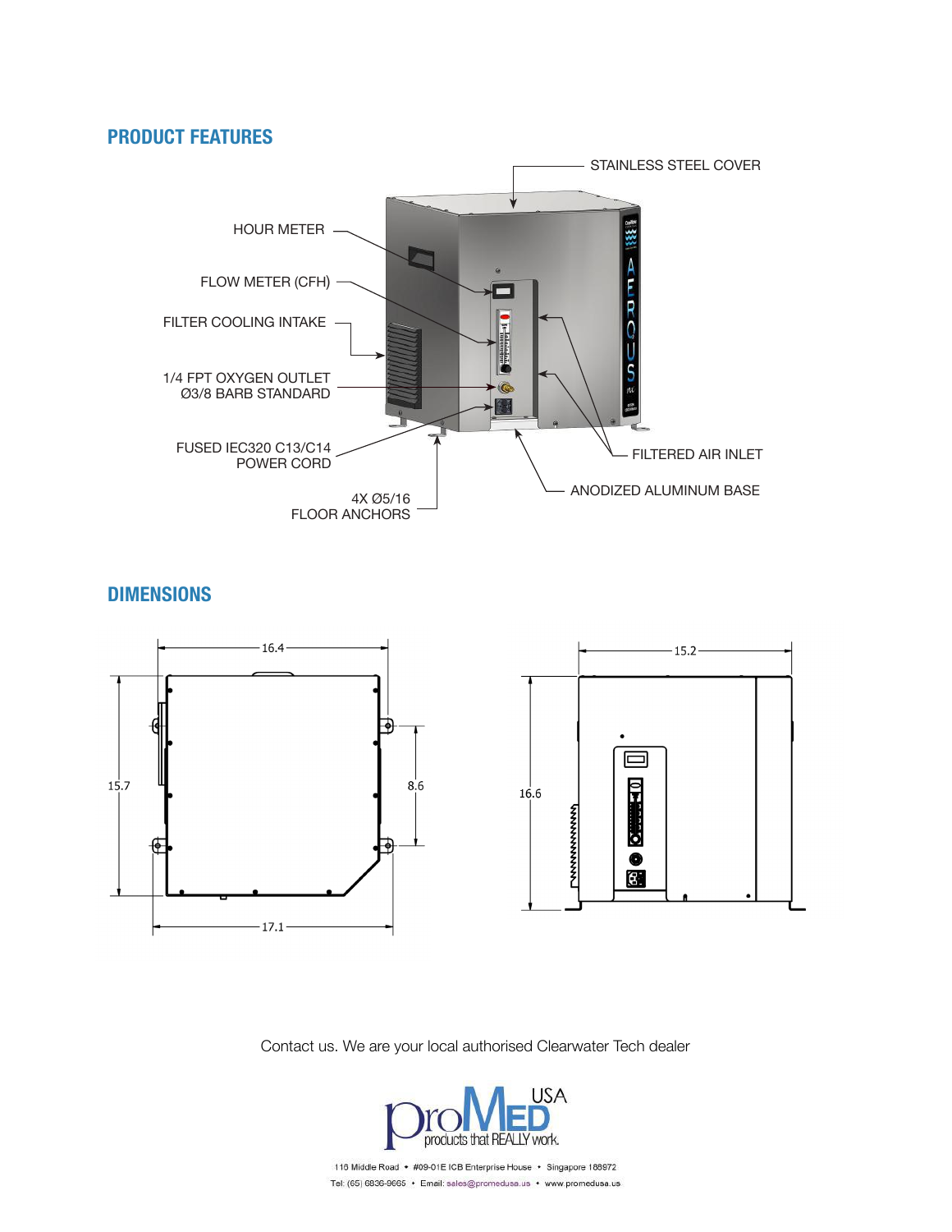## PRODUCT FEATURES

STAINLESS STEEL COVER

HOUR METER

FLOW METER (CFH)

FILTER COOLING INTAKE

1/4 FPT OXYGEN OUTLET
Ø3/8 BARB STANDARD

FUSED IEC320 C13/C14
POWER CORD

4X Ø5/16
FLOOR ANCHORS

FILTERED AIR INLET

ANODIZED ALUMINUM BASE

## DIMENSIONS

16.4

15.7

8.6

17.1

15.2

16.6

Contact us. We are your local authorised Clearwater Tech dealer

ProMED USA
products that REALLY work.

116 Middle Road • #09-01E ICB Enterprise House • Singapore 188972
Tel: (65) 6836-9665 • Email: sales@promedusa.us • www.promedusa.us